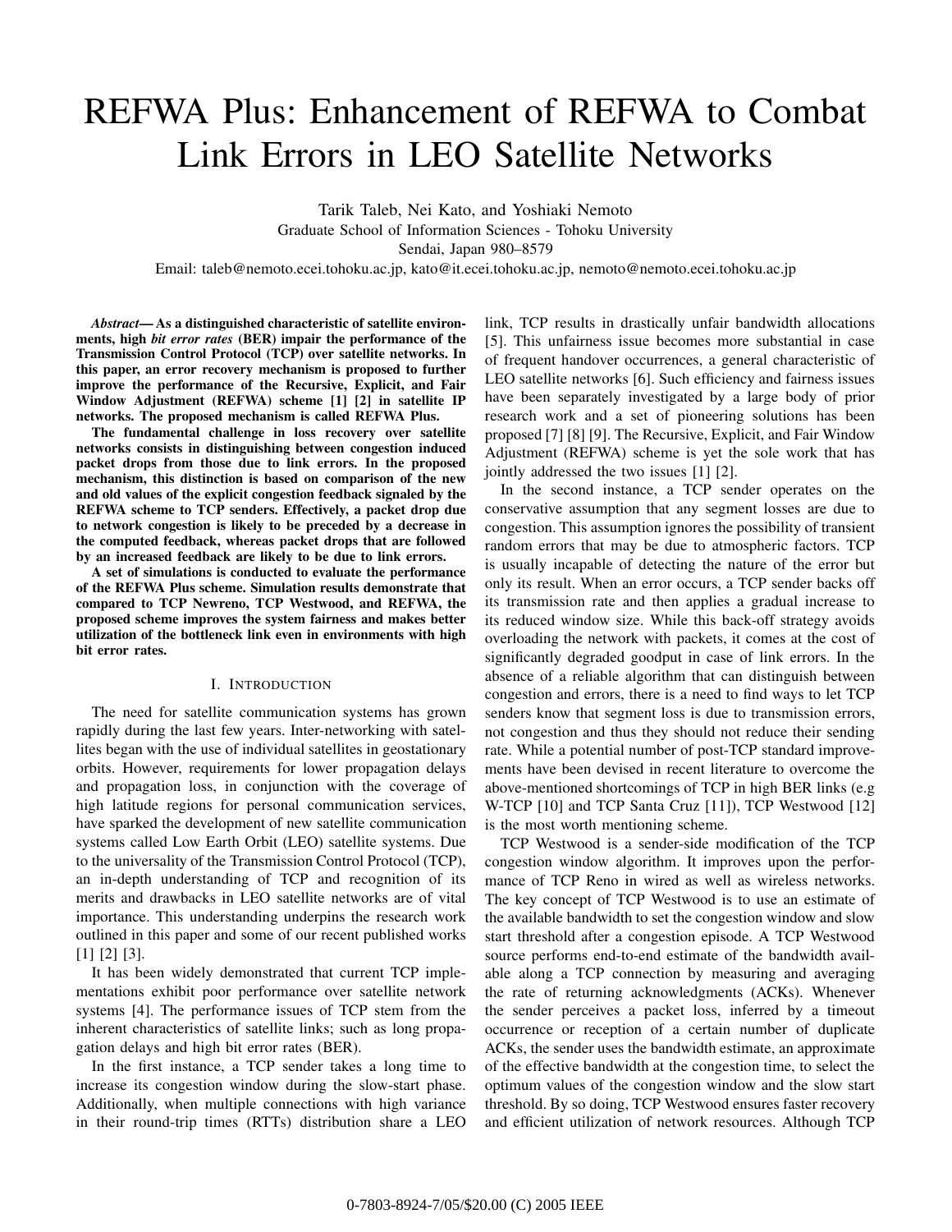# REFWA Plus: Enhancement of REFWA to Combat Link Errors in LEO Satellite Networks

Tarik Taleb, Nei Kato, and Yoshiaki Nemoto
Graduate School of Information Sciences - Tohoku University
Sendai, Japan 980–8579
Email: taleb@nemoto.ecei.tohoku.ac.jp, kato@it.ecei.tohoku.ac.jp, nemoto@nemoto.ecei.tohoku.ac.jp

***Abstract*— As a distinguished characteristic of satellite environments, high *bit error rates* (BER) impair the performance of the Transmission Control Protocol (TCP) over satellite networks. In this paper, an error recovery mechanism is proposed to further improve the performance of the Recursive, Explicit, and Fair Window Adjustment (REFWA) scheme [1] [2] in satellite IP networks. The proposed mechanism is called REFWA Plus.**

**The fundamental challenge in loss recovery over satellite networks consists in distinguishing between congestion induced packet drops from those due to link errors. In the proposed mechanism, this distinction is based on comparison of the new and old values of the explicit congestion feedback signaled by the REFWA scheme to TCP senders. Effectively, a packet drop due to network congestion is likely to be preceded by a decrease in the computed feedback, whereas packet drops that are followed by an increased feedback are likely to be due to link errors.**

**A set of simulations is conducted to evaluate the performance of the REFWA Plus scheme. Simulation results demonstrate that compared to TCP Newreno, TCP Westwood, and REFWA, the proposed scheme improves the system fairness and makes better utilization of the bottleneck link even in environments with high bit error rates.**

## I. Introduction

The need for satellite communication systems has grown rapidly during the last few years. Inter-networking with satellites began with the use of individual satellites in geostationary orbits. However, requirements for lower propagation delays and propagation loss, in conjunction with the coverage of high latitude regions for personal communication services, have sparked the development of new satellite communication systems called Low Earth Orbit (LEO) satellite systems. Due to the universality of the Transmission Control Protocol (TCP), an in-depth understanding of TCP and recognition of its merits and drawbacks in LEO satellite networks are of vital importance. This understanding underpins the research work outlined in this paper and some of our recent published works [1] [2] [3].

It has been widely demonstrated that current TCP implementations exhibit poor performance over satellite network systems [4]. The performance issues of TCP stem from the inherent characteristics of satellite links; such as long propagation delays and high bit error rates (BER).

In the first instance, a TCP sender takes a long time to increase its congestion window during the slow-start phase. Additionally, when multiple connections with high variance in their round-trip times (RTTs) distribution share a LEO link, TCP results in drastically unfair bandwidth allocations [5]. This unfairness issue becomes more substantial in case of frequent handover occurrences, a general characteristic of LEO satellite networks [6]. Such efficiency and fairness issues have been separately investigated by a large body of prior research work and a set of pioneering solutions has been proposed [7] [8] [9]. The Recursive, Explicit, and Fair Window Adjustment (REFWA) scheme is yet the sole work that has jointly addressed the two issues [1] [2].

In the second instance, a TCP sender operates on the conservative assumption that any segment losses are due to congestion. This assumption ignores the possibility of transient random errors that may be due to atmospheric factors. TCP is usually incapable of detecting the nature of the error but only its result. When an error occurs, a TCP sender backs off its transmission rate and then applies a gradual increase to its reduced window size. While this back-off strategy avoids overloading the network with packets, it comes at the cost of significantly degraded goodput in case of link errors. In the absence of a reliable algorithm that can distinguish between congestion and errors, there is a need to find ways to let TCP senders know that segment loss is due to transmission errors, not congestion and thus they should not reduce their sending rate. While a potential number of post-TCP standard improvements have been devised in recent literature to overcome the above-mentioned shortcomings of TCP in high BER links (e.g W-TCP [10] and TCP Santa Cruz [11]), TCP Westwood [12] is the most worth mentioning scheme.

TCP Westwood is a sender-side modification of the TCP congestion window algorithm. It improves upon the performance of TCP Reno in wired as well as wireless networks. The key concept of TCP Westwood is to use an estimate of the available bandwidth to set the congestion window and slow start threshold after a congestion episode. A TCP Westwood source performs end-to-end estimate of the bandwidth available along a TCP connection by measuring and averaging the rate of returning acknowledgments (ACKs). Whenever the sender perceives a packet loss, inferred by a timeout occurrence or reception of a certain number of duplicate ACKs, the sender uses the bandwidth estimate, an approximate of the effective bandwidth at the congestion time, to select the optimum values of the congestion window and the slow start threshold. By so doing, TCP Westwood ensures faster recovery and efficient utilization of network resources. Although TCP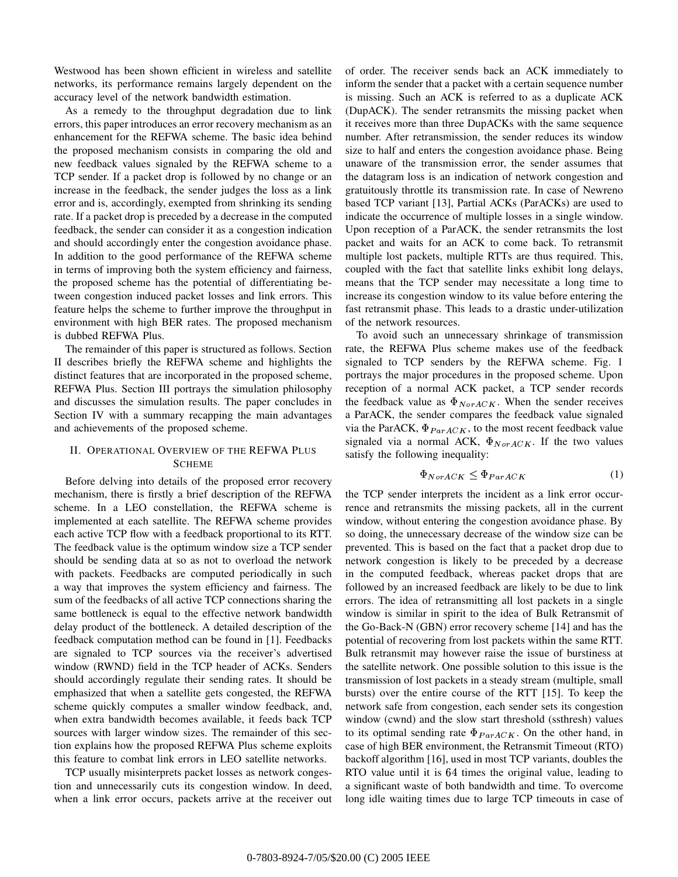Westwood has been shown efficient in wireless and satellite networks, its performance remains largely dependent on the accuracy level of the network bandwidth estimation.

As a remedy to the throughput degradation due to link errors, this paper introduces an error recovery mechanism as an enhancement for the REFWA scheme. The basic idea behind the proposed mechanism consists in comparing the old and new feedback values signaled by the REFWA scheme to a TCP sender. If a packet drop is followed by no change or an increase in the feedback, the sender judges the loss as a link error and is, accordingly, exempted from shrinking its sending rate. If a packet drop is preceded by a decrease in the computed feedback, the sender can consider it as a congestion indication and should accordingly enter the congestion avoidance phase. In addition to the good performance of the REFWA scheme in terms of improving both the system efficiency and fairness, the proposed scheme has the potential of differentiating between congestion induced packet losses and link errors. This feature helps the scheme to further improve the throughput in environment with high BER rates. The proposed mechanism is dubbed REFWA Plus.

The remainder of this paper is structured as follows. Section II describes briefly the REFWA scheme and highlights the distinct features that are incorporated in the proposed scheme, REFWA Plus. Section III portrays the simulation philosophy and discusses the simulation results. The paper concludes in Section IV with a summary recapping the main advantages and achievements of the proposed scheme.

## II. Operational Overview of the REFWA Plus Scheme

Before delving into details of the proposed error recovery mechanism, there is firstly a brief description of the REFWA scheme. In a LEO constellation, the REFWA scheme is implemented at each satellite. The REFWA scheme provides each active TCP flow with a feedback proportional to its RTT. The feedback value is the optimum window size a TCP sender should be sending data at so as not to overload the network with packets. Feedbacks are computed periodically in such a way that improves the system efficiency and fairness. The sum of the feedbacks of all active TCP connections sharing the same bottleneck is equal to the effective network bandwidth delay product of the bottleneck. A detailed description of the feedback computation method can be found in [1]. Feedbacks are signaled to TCP sources via the receiver's advertised window (RWND) field in the TCP header of ACKs. Senders should accordingly regulate their sending rates. It should be emphasized that when a satellite gets congested, the REFWA scheme quickly computes a smaller window feedback, and, when extra bandwidth becomes available, it feeds back TCP sources with larger window sizes. The remainder of this section explains how the proposed REFWA Plus scheme exploits this feature to combat link errors in LEO satellite networks.

TCP usually misinterprets packet losses as network congestion and unnecessarily cuts its congestion window. In deed, when a link error occurs, packets arrive at the receiver out of order. The receiver sends back an ACK immediately to inform the sender that a packet with a certain sequence number is missing. Such an ACK is referred to as a duplicate ACK (DupACK). The sender retransmits the missing packet when it receives more than three DupACKs with the same sequence number. After retransmission, the sender reduces its window size to half and enters the congestion avoidance phase. Being unaware of the transmission error, the sender assumes that the datagram loss is an indication of network congestion and gratuitously throttle its transmission rate. In case of Newreno based TCP variant [13], Partial ACKs (ParACKs) are used to indicate the occurrence of multiple losses in a single window. Upon reception of a ParACK, the sender retransmits the lost packet and waits for an ACK to come back. To retransmit multiple lost packets, multiple RTTs are thus required. This, coupled with the fact that satellite links exhibit long delays, means that the TCP sender may necessitate a long time to increase its congestion window to its value before entering the fast retransmit phase. This leads to a drastic under-utilization of the network resources.

To avoid such an unnecessary shrinkage of transmission rate, the REFWA Plus scheme makes use of the feedback signaled to TCP senders by the REFWA scheme. Fig. 1 portrays the major procedures in the proposed scheme. Upon reception of a normal ACK packet, a TCP sender records the feedback value as $\Phi_{NorACK}$. When the sender receives a ParACK, the sender compares the feedback value signaled via the ParACK, $\Phi_{ParACK}$, to the most recent feedback value signaled via a normal ACK, $\Phi_{NorACK}$. If the two values satisfy the following inequality:

$$\Phi_{NorACK} \leq \Phi_{ParACK} \tag{1}$$

the TCP sender interprets the incident as a link error occurrence and retransmits the missing packets, all in the current window, without entering the congestion avoidance phase. By so doing, the unnecessary decrease of the window size can be prevented. This is based on the fact that a packet drop due to network congestion is likely to be preceded by a decrease in the computed feedback, whereas packet drops that are followed by an increased feedback are likely to be due to link errors. The idea of retransmitting all lost packets in a single window is similar in spirit to the idea of Bulk Retransmit of the Go-Back-N (GBN) error recovery scheme [14] and has the potential of recovering from lost packets within the same RTT. Bulk retransmit may however raise the issue of burstiness at the satellite network. One possible solution to this issue is the transmission of lost packets in a steady stream (multiple, small bursts) over the entire course of the RTT [15]. To keep the network safe from congestion, each sender sets its congestion window (cwnd) and the slow start threshold (ssthresh) values to its optimal sending rate $\Phi_{ParACK}$. On the other hand, in case of high BER environment, the Retransmit Timeout (RTO) backoff algorithm [16], used in most TCP variants, doubles the RTO value until it is 64 times the original value, leading to a significant waste of both bandwidth and time. To overcome long idle waiting times due to large TCP timeouts in case of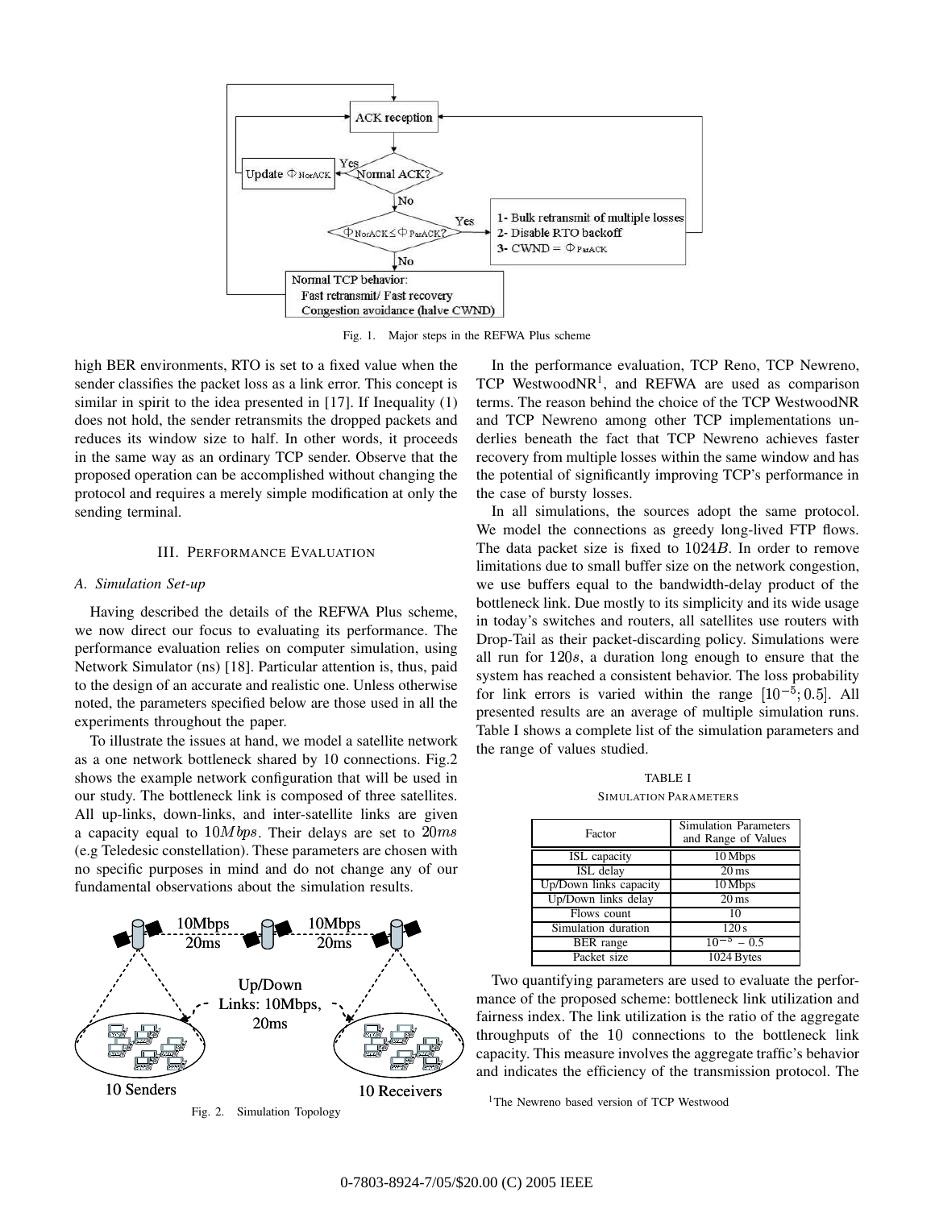Fig. 1. Major steps in the REFWA Plus scheme

high BER environments, RTO is set to a fixed value when the sender classifies the packet loss as a link error. This concept is similar in spirit to the idea presented in [17]. If Inequality (1) does not hold, the sender retransmits the dropped packets and reduces its window size to half. In other words, it proceeds in the same way as an ordinary TCP sender. Observe that the proposed operation can be accomplished without changing the protocol and requires a merely simple modification at only the sending terminal.

## III. Performance Evaluation

### A. Simulation Set-up

Having described the details of the REFWA Plus scheme, we now direct our focus to evaluating its performance. The performance evaluation relies on computer simulation, using Network Simulator (ns) [18]. Particular attention is, thus, paid to the design of an accurate and realistic one. Unless otherwise noted, the parameters specified below are those used in all the experiments throughout the paper.

To illustrate the issues at hand, we model a satellite network as a one network bottleneck shared by 10 connections. Fig.2 shows the example network configuration that will be used in our study. The bottleneck link is composed of three satellites. All up-links, down-links, and inter-satellite links are given a capacity equal to $10Mbps$. Their delays are set to $20ms$ (e.g Teledesic constellation). These parameters are chosen with no specific purposes in mind and do not change any of our fundamental observations about the simulation results.

Fig. 2. Simulation Topology

In the performance evaluation, TCP Reno, TCP Newreno, TCP WestwoodNR[1], and REFWA are used as comparison terms. The reason behind the choice of the TCP WestwoodNR and TCP Newreno among other TCP implementations underlies beneath the fact that TCP Newreno achieves faster recovery from multiple losses within the same window and has the potential of significantly improving TCP's performance in the case of bursty losses.

In all simulations, the sources adopt the same protocol. We model the connections as greedy long-lived FTP flows. The data packet size is fixed to $1024B$. In order to remove limitations due to small buffer size on the network congestion, we use buffers equal to the bandwidth-delay product of the bottleneck link. Due mostly to its simplicity and its wide usage in today's switches and routers, all satellites use routers with Drop-Tail as their packet-discarding policy. Simulations were all run for $120s$, a duration long enough to ensure that the system has reached a consistent behavior. The loss probability for link errors is varied within the range $[10^{-5}; 0.5]$. All presented results are an average of multiple simulation runs. Table I shows a complete list of the simulation parameters and the range of values studied.

TABLE I
SIMULATION PARAMETERS

| Factor | Simulation Parameters and Range of Values |
|---|---|
| ISL capacity | 10 Mbps |
| ISL delay | 20 ms |
| Up/Down links capacity | 10 Mbps |
| Up/Down links delay | 20 ms |
| Flows count | 10 |
| Simulation duration | 120 s |
| BER range | $10^{-5}$ – 0.5 |
| Packet size | 1024 Bytes |

Two quantifying parameters are used to evaluate the performance of the proposed scheme: bottleneck link utilization and fairness index. The link utilization is the ratio of the aggregate throughputs of the 10 connections to the bottleneck link capacity. This measure involves the aggregate traffic's behavior and indicates the efficiency of the transmission protocol. The

[1] The Newreno based version of TCP Westwood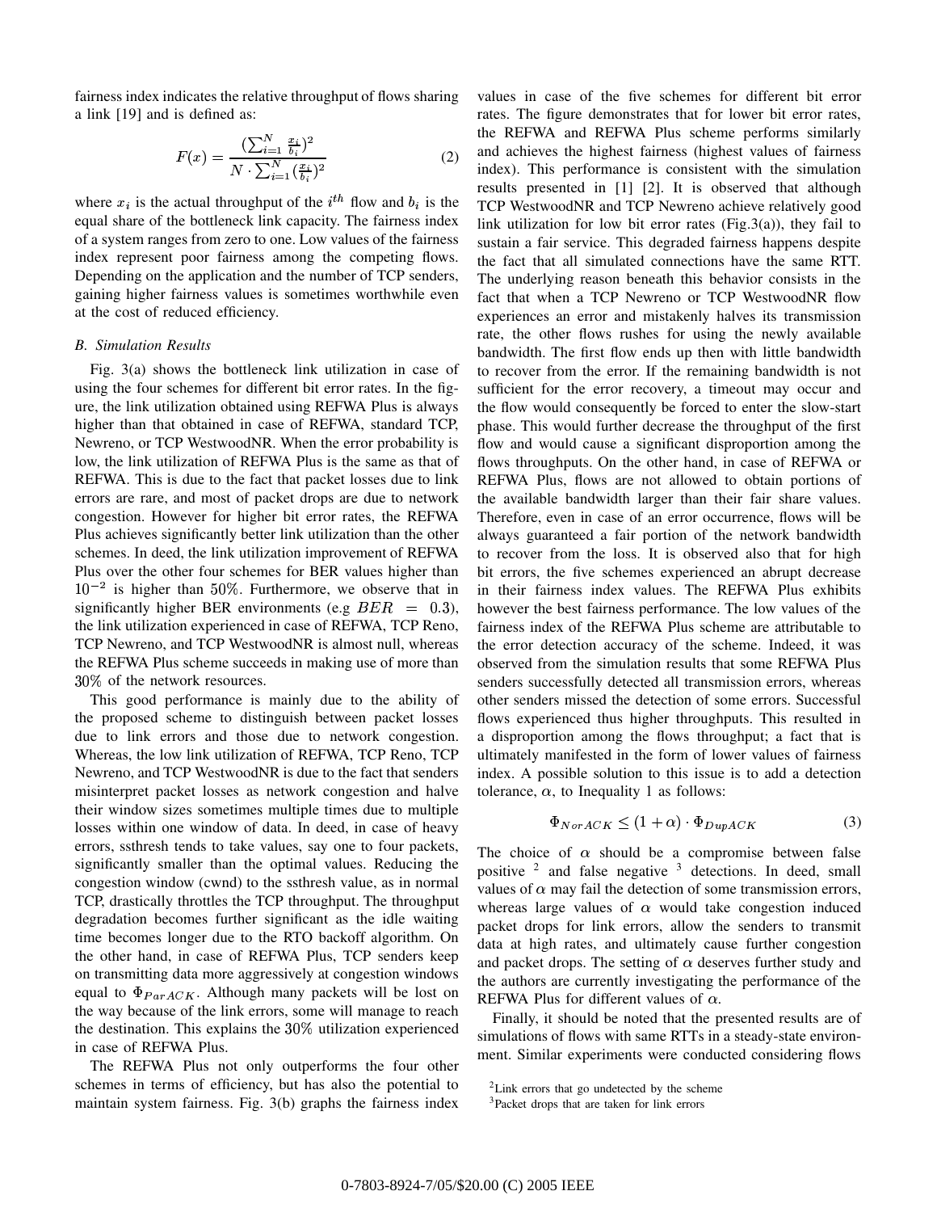fairness index indicates the relative throughput of flows sharing a link [19] and is defined as:

$$F(x) = \frac{(\sum_{i=1}^{N} \frac{x_i}{b_i})^2}{N \cdot \sum_{i=1}^{N} (\frac{x_i}{b_i})^2} \tag{2}$$

where $x_i$ is the actual throughput of the $i^{th}$ flow and $b_i$ is the equal share of the bottleneck link capacity. The fairness index of a system ranges from zero to one. Low values of the fairness index represent poor fairness among the competing flows. Depending on the application and the number of TCP senders, gaining higher fairness values is sometimes worthwhile even at the cost of reduced efficiency.

### *B. Simulation Results*

Fig. 3(a) shows the bottleneck link utilization in case of using the four schemes for different bit error rates. In the figure, the link utilization obtained using REFWA Plus is always higher than that obtained in case of REFWA, standard TCP, Newreno, or TCP WestwoodNR. When the error probability is low, the link utilization of REFWA Plus is the same as that of REFWA. This is due to the fact that packet losses due to link errors are rare, and most of packet drops are due to network congestion. However for higher bit error rates, the REFWA Plus achieves significantly better link utilization than the other schemes. In deed, the link utilization improvement of REFWA Plus over the other four schemes for BER values higher than $10^{-2}$ is higher than $50\%$. Furthermore, we observe that in significantly higher BER environments (e.g $BER = 0.3$), the link utilization experienced in case of REFWA, TCP Reno, TCP Newreno, and TCP WestwoodNR is almost null, whereas the REFWA Plus scheme succeeds in making use of more than $30\%$ of the network resources.

This good performance is mainly due to the ability of the proposed scheme to distinguish between packet losses due to link errors and those due to network congestion. Whereas, the low link utilization of REFWA, TCP Reno, TCP Newreno, and TCP WestwoodNR is due to the fact that senders misinterpret packet losses as network congestion and halve their window sizes sometimes multiple times due to multiple losses within one window of data. In deed, in case of heavy errors, ssthresh tends to take values, say one to four packets, significantly smaller than the optimal values. Reducing the congestion window (cwnd) to the ssthresh value, as in normal TCP, drastically throttles the TCP throughput. The throughput degradation becomes further significant as the idle waiting time becomes longer due to the RTO backoff algorithm. On the other hand, in case of REFWA Plus, TCP senders keep on transmitting data more aggressively at congestion windows equal to $\Phi_{ParACK}$. Although many packets will be lost on the way because of the link errors, some will manage to reach the destination. This explains the $30\%$ utilization experienced in case of REFWA Plus.

The REFWA Plus not only outperforms the four other schemes in terms of efficiency, but has also the potential to maintain system fairness. Fig. 3(b) graphs the fairness index values in case of the five schemes for different bit error rates. The figure demonstrates that for lower bit error rates, the REFWA and REFWA Plus scheme performs similarly and achieves the highest fairness (highest values of fairness index). This performance is consistent with the simulation results presented in [1] [2]. It is observed that although TCP WestwoodNR and TCP Newreno achieve relatively good link utilization for low bit error rates (Fig.3(a)), they fail to sustain a fair service. This degraded fairness happens despite the fact that all simulated connections have the same RTT. The underlying reason beneath this behavior consists in the fact that when a TCP Newreno or TCP WestwoodNR flow experiences an error and mistakenly halves its transmission rate, the other flows rushes for using the newly available bandwidth. The first flow ends up then with little bandwidth to recover from the error. If the remaining bandwidth is not sufficient for the error recovery, a timeout may occur and the flow would consequently be forced to enter the slow-start phase. This would further decrease the throughput of the first flow and would cause a significant disproportion among the flows throughputs. On the other hand, in case of REFWA or REFWA Plus, flows are not allowed to obtain portions of the available bandwidth larger than their fair share values. Therefore, even in case of an error occurrence, flows will be always guaranteed a fair portion of the network bandwidth to recover from the loss. It is observed also that for high bit errors, the five schemes experienced an abrupt decrease in their fairness index values. The REFWA Plus exhibits however the best fairness performance. The low values of the fairness index of the REFWA Plus scheme are attributable to the error detection accuracy of the scheme. Indeed, it was observed from the simulation results that some REFWA Plus senders successfully detected all transmission errors, whereas other senders missed the detection of some errors. Successful flows experienced thus higher throughputs. This resulted in a disproportion among the flows throughput; a fact that is ultimately manifested in the form of lower values of fairness index. A possible solution to this issue is to add a detection tolerance, $\alpha$, to Inequality 1 as follows:

$$\Phi_{NorACK} \leq (1 + \alpha) \cdot \Phi_{DupACK} \tag{3}$$

The choice of $\alpha$ should be a compromise between false positive [2] and false negative [3] detections. In deed, small values of $\alpha$ may fail the detection of some transmission errors, whereas large values of $\alpha$ would take congestion induced packet drops for link errors, allow the senders to transmit data at high rates, and ultimately cause further congestion and packet drops. The setting of $\alpha$ deserves further study and the authors are currently investigating the performance of the REFWA Plus for different values of $\alpha$.

Finally, it should be noted that the presented results are of simulations of flows with same RTTs in a steady-state environment. Similar experiments were conducted considering flows

[2] Link errors that go undetected by the scheme

[3] Packet drops that are taken for link errors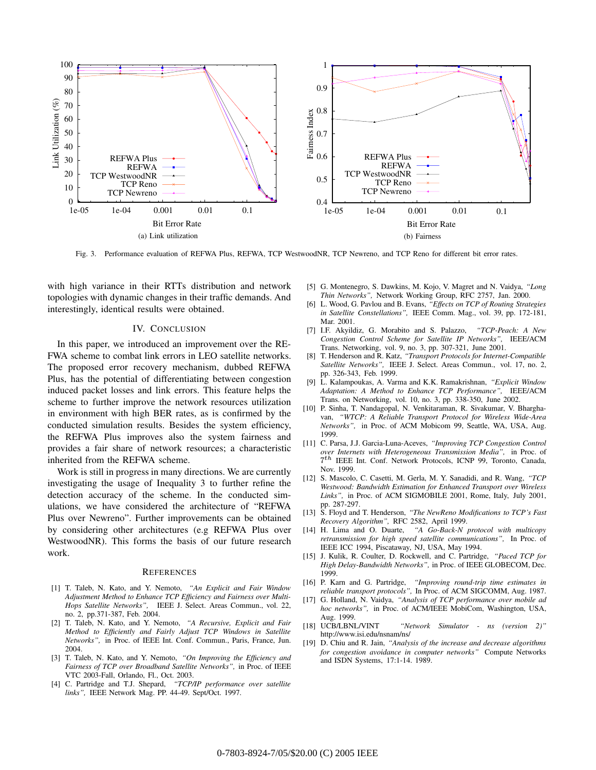100
90
80
70
60
50
40
30
20
10
0

Link Utilization (%)

1e-05 1e-04 0.001 0.01 0.1

Bit Error Rate

REFWA Plus
REFWA
TCP WestwoodNR
TCP Reno
TCP Newreno

(a) Link utilization

1
0.9
0.8
0.7
0.6
0.5
0.4

Fairness Index

1e-05 1e-04 0.001 0.01 0.1

Bit Error Rate

REFWA Plus
REFWA
TCP WestwoodNR
TCP Reno
TCP Newreno

(b) Fairness

Fig. 3. Performance evaluation of REFWA Plus, REFWA, TCP WestwoodNR, TCP Newreno, and TCP Reno for different bit error rates.

with high variance in their RTTs distribution and network topologies with dynamic changes in their traffic demands. And interestingly, identical results were obtained.

## IV. Conclusion

In this paper, we introduced an improvement over the REFWA scheme to combat link errors in LEO satellite networks. The proposed error recovery mechanism, dubbed REFWA Plus, has the potential of differentiating between congestion induced packet losses and link errors. This feature helps the scheme to further improve the network resources utilization in environment with high BER rates, as is confirmed by the conducted simulation results. Besides the system efficiency, the REFWA Plus improves also the system fairness and provides a fair share of network resources; a characteristic inherited from the REFWA scheme.

Work is still in progress in many directions. We are currently investigating the usage of Inequality 3 to further refine the detection accuracy of the scheme. In the conducted simulations, we have considered the architecture of "REFWA Plus over Newreno". Further improvements can be obtained by considering other architectures (e.g REFWA Plus over WestwoodNR). This forms the basis of our future research work.

## References

[1] T. Taleb, N. Kato, and Y. Nemoto, *"An Explicit and Fair Window Adjustment Method to Enhance TCP Efficiency and Fairness over Multi-Hops Satellite Networks",* IEEE J. Select. Areas Commun., vol. 22, no. 2, pp.371-387, Feb. 2004.

[2] T. Taleb, N. Kato, and Y. Nemoto, *"A Recursive, Explicit and Fair Method to Efficiently and Fairly Adjust TCP Windows in Satellite Networks",* in Proc. of IEEE Int. Conf. Commun., Paris, France, Jun. 2004.

[3] T. Taleb, N. Kato, and Y. Nemoto, *"On Improving the Efficiency and Fairness of TCP over Broadband Satellite Networks",* in Proc. of IEEE VTC 2003-Fall, Orlando, Fl., Oct. 2003.

[4] C. Partridge and T.J. Shepard, *"TCP/IP performance over satellite links",* IEEE Network Mag. PP. 44-49. Sept/Oct. 1997.

[5] G. Montenegro, S. Dawkins, M. Kojo, V. Magret and N. Vaidya, *"Long Thin Networks",* Network Working Group, RFC 2757, Jan. 2000.

[6] L. Wood, G. Pavlou and B. Evans, *"Effects on TCP of Routing Strategies in Satellite Constellations",* IEEE Comm. Mag., vol. 39, pp. 172-181, Mar. 2001.

[7] I.F. Akyildiz, G. Morabito and S. Palazzo, *"TCP-Peach: A New Congestion Control Scheme for Satellite IP Networks",* IEEE/ACM Trans. Networking, vol. 9, no. 3, pp. 307-321, June 2001.

[8] T. Henderson and R. Katz, *"Transport Protocols for Internet-Compatible Satellite Networks",* IEEE J. Select. Areas Commun., vol. 17, no. 2, pp. 326-343, Feb. 1999.

[9] L. Kalampoukas, A. Varma and K.K. Ramakrishnan, *"Explicit Window Adaptation: A Method to Enhance TCP Performance",* IEEE/ACM Trans. on Networking, vol. 10, no. 3, pp. 338-350, June 2002.

[10] P. Sinha, T. Nandagopal, N. Venkitaraman, R. Sivakumar, V. Bharghavan, *"WTCP: A Reliable Transport Protocol for Wireless Wide-Area Networks",* in Proc. of ACM Mobicom 99, Seattle, WA, USA, Aug. 1999.

[11] C. Parsa, J.J. Garcia-Luna-Aceves, *"Improving TCP Congestion Control over Internets with Heterogeneous Transmission Media",* in Proc. of $7^{th}$ IEEE Int. Conf. Network Protocols, ICNP 99, Toronto, Canada, Nov. 1999.

[12] S. Mascolo, C. Casetti, M. Gerla, M. Y. Sanadidi, and R. Wang, *"TCP Westwood: Bandwidth Estimation for Enhanced Transport over Wireless Links",* in Proc. of ACM SIGMOBILE 2001, Rome, Italy, July 2001, pp. 287-297.

[13] S. Floyd and T. Henderson, *"The NewReno Modifications to TCP's Fast Recovery Algorithm",* RFC 2582, April 1999.

[14] H. Lima and O. Duarte, *"A Go-Back-N protocol with multicopy retransmission for high speed satellite communications",* In Proc. of IEEE ICC 1994, Piscataway, NJ, USA, May 1994.

[15] J. Kulik, R. Coulter, D. Rockwell, and C. Partridge, *"Paced TCP for High Delay-Bandwidth Networks",* in Proc. of IEEE GLOBECOM, Dec. 1999.

[16] P. Karn and G. Partridge, *"Improving round-trip time estimates in reliable transport protocols",* In Proc. of ACM SIGCOMM, Aug. 1987.

[17] G. Holland, N. Vaidya, *"Analysis of TCP performance over mobile ad hoc networks",* in Proc. of ACM/IEEE MobiCom, Washington, USA, Aug. 1999.

[18] UCB/LBNL/VINT *"Network Simulator - ns (version 2)"* http://www.isi.edu/nsnam/ns/

[19] D. Chiu and R. Jain, *"Analysis of the increase and decrease algorithms for congestion avoidance in computer networks"* Compute Networks and ISDN Systems, 17:1-14. 1989.